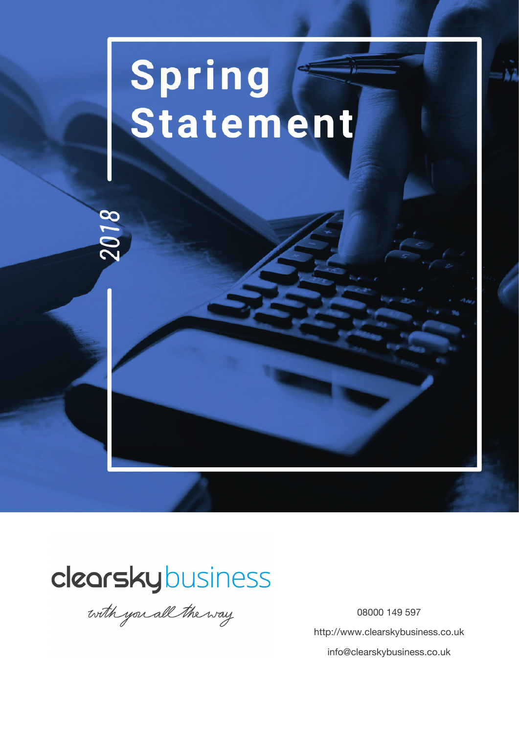# Spring Statement

2018

clearsky business

*with you all the way*

08000 149 597

http://www.clearskybusiness.co.uk

info@clearskybusiness.co.uk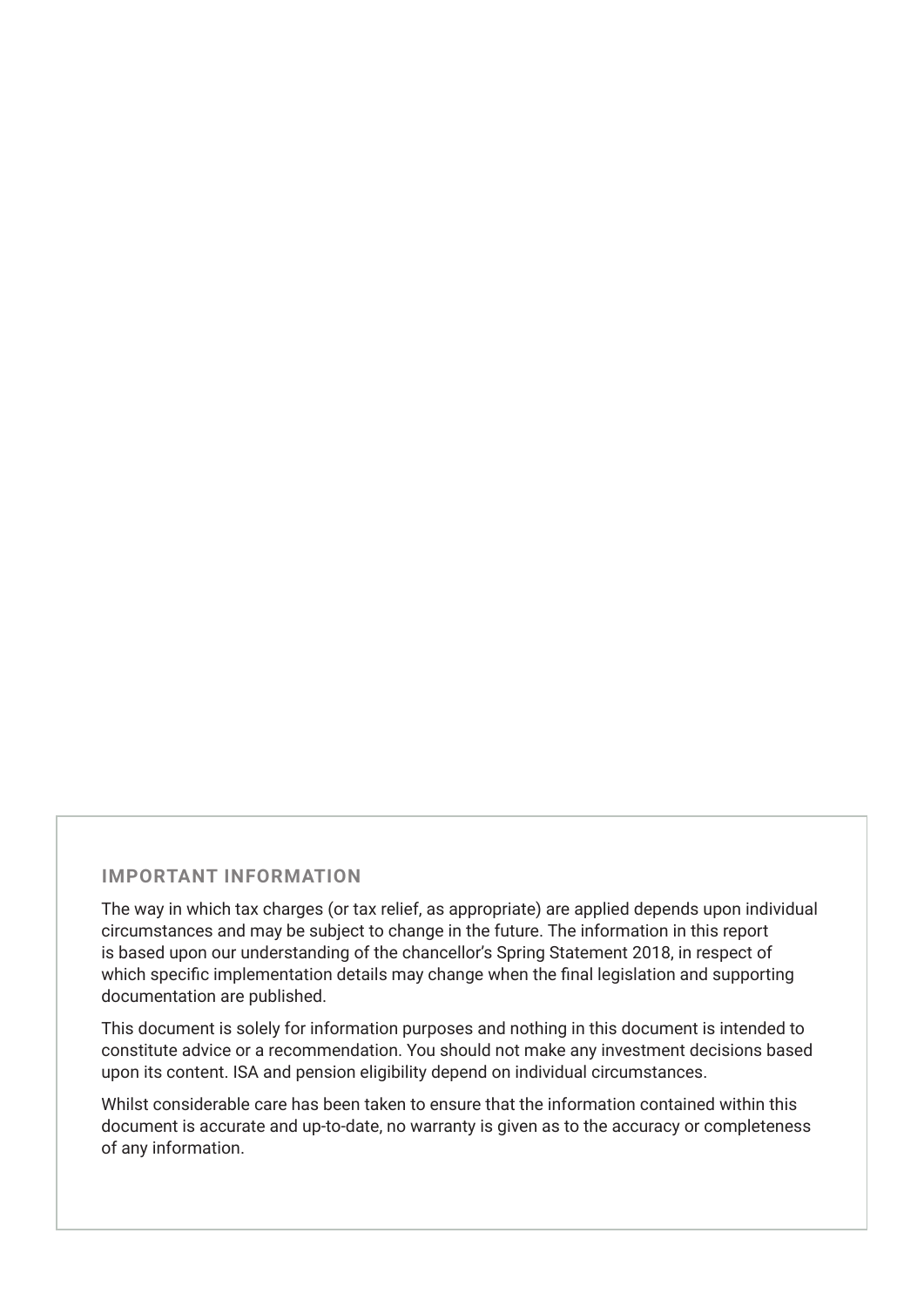## IMPORTANT INFORMATION

The way in which tax charges (or tax relief, as appropriate) are applied depends upon individual circumstances and may be subject to change in the future. The information in this report is based upon our understanding of the chancellor's Spring Statement 2018, in respect of which specific implementation details may change when the final legislation and supporting documentation are published.

This document is solely for information purposes and nothing in this document is intended to constitute advice or a recommendation. You should not make any investment decisions based upon its content. ISA and pension eligibility depend on individual circumstances.

Whilst considerable care has been taken to ensure that the information contained within this document is accurate and up-to-date, no warranty is given as to the accuracy or completeness of any information.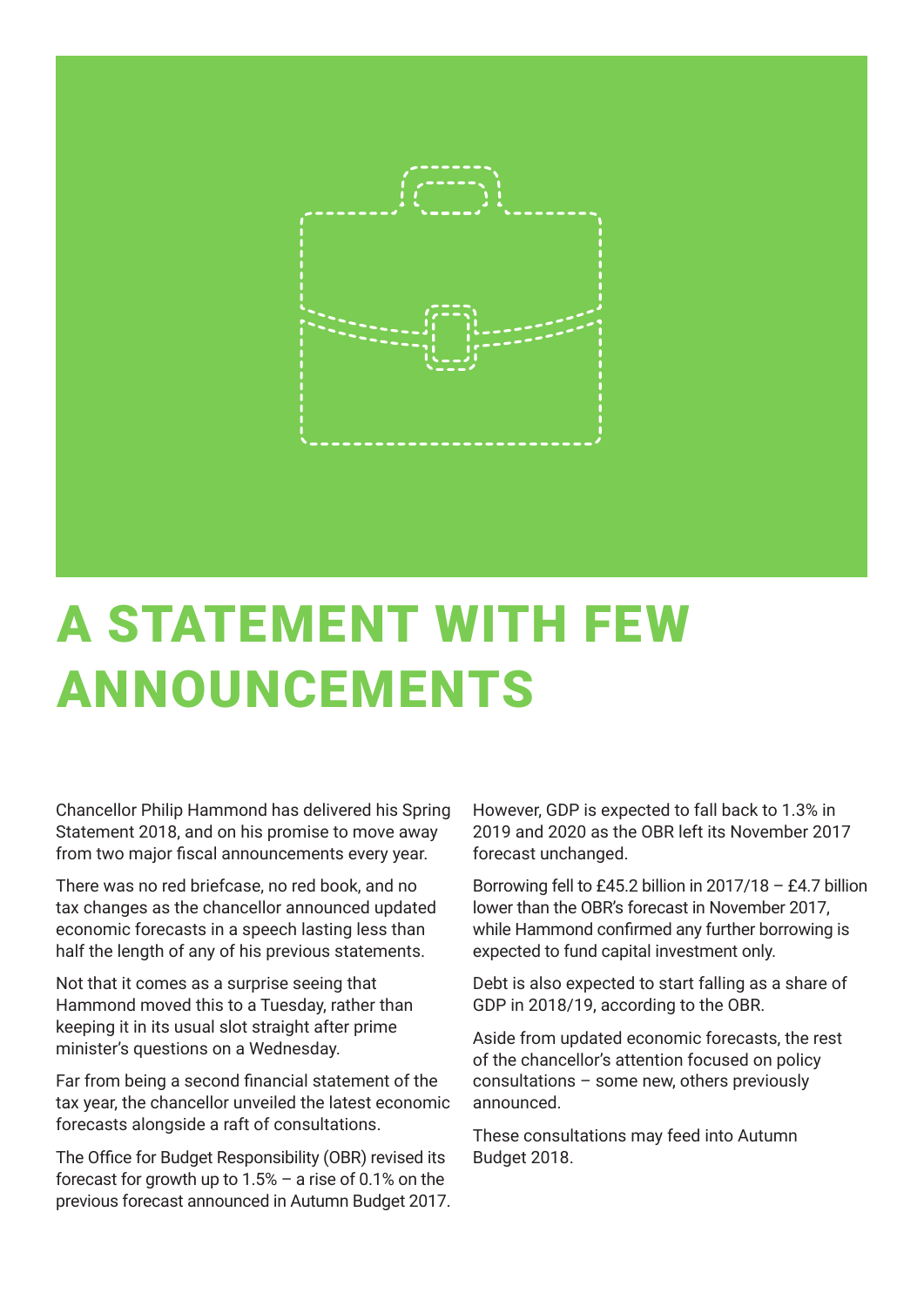# A STATEMENT WITH FEW ANNOUNCEMENTS

Chancellor Philip Hammond has delivered his Spring Statement 2018, and on his promise to move away from two major fiscal announcements every year.

There was no red briefcase, no red book, and no tax changes as the chancellor announced updated economic forecasts in a speech lasting less than half the length of any of his previous statements.

Not that it comes as a surprise seeing that Hammond moved this to a Tuesday, rather than keeping it in its usual slot straight after prime minister's questions on a Wednesday.

Far from being a second financial statement of the tax year, the chancellor unveiled the latest economic forecasts alongside a raft of consultations.

The Office for Budget Responsibility (OBR) revised its forecast for growth up to 1.5% – a rise of 0.1% on the previous forecast announced in Autumn Budget 2017.

However, GDP is expected to fall back to 1.3% in 2019 and 2020 as the OBR left its November 2017 forecast unchanged.

Borrowing fell to £45.2 billion in 2017/18 – £4.7 billion lower than the OBR's forecast in November 2017, while Hammond confirmed any further borrowing is expected to fund capital investment only.

Debt is also expected to start falling as a share of GDP in 2018/19, according to the OBR.

Aside from updated economic forecasts, the rest of the chancellor's attention focused on policy consultations – some new, others previously announced.

These consultations may feed into Autumn Budget 2018.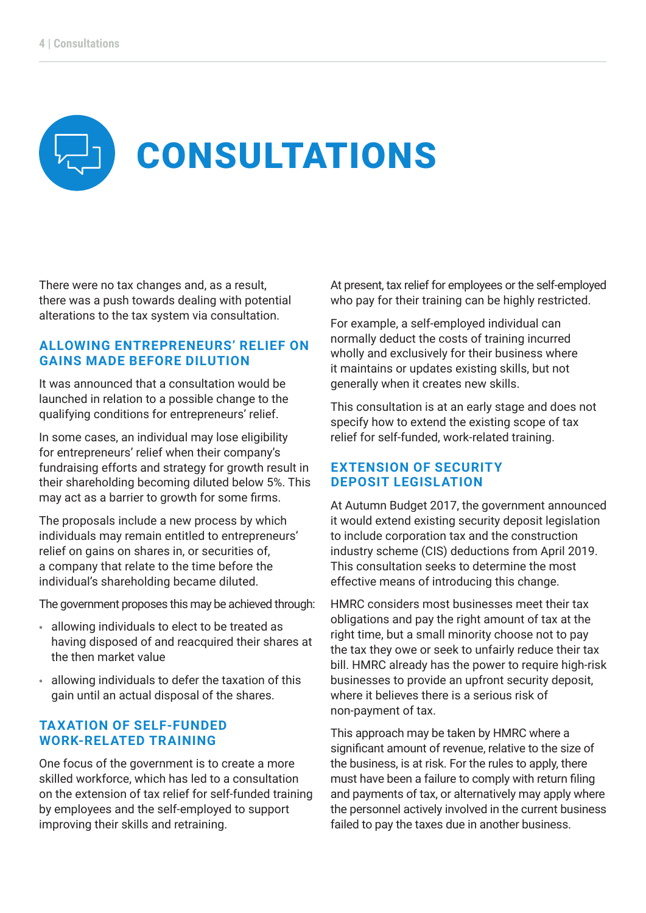# CONSULTATIONS

There were no tax changes and, as a result, there was a push towards dealing with potential alterations to the tax system via consultation.

## ALLOWING ENTREPRENEURS' RELIEF ON GAINS MADE BEFORE DILUTION

It was announced that a consultation would be launched in relation to a possible change to the qualifying conditions for entrepreneurs' relief.

In some cases, an individual may lose eligibility for entrepreneurs' relief when their company's fundraising efforts and strategy for growth result in their shareholding becoming diluted below 5%. This may act as a barrier to growth for some firms.

The proposals include a new process by which individuals may remain entitled to entrepreneurs' relief on gains on shares in, or securities of, a company that relate to the time before the individual's shareholding became diluted.

The government proposes this may be achieved through:

- allowing individuals to elect to be treated as having disposed of and reacquired their shares at the then market value
- allowing individuals to defer the taxation of this gain until an actual disposal of the shares.

## TAXATION OF SELF-FUNDED WORK-RELATED TRAINING

One focus of the government is to create a more skilled workforce, which has led to a consultation on the extension of tax relief for self-funded training by employees and the self-employed to support improving their skills and retraining.

At present, tax relief for employees or the self-employed who pay for their training can be highly restricted.

For example, a self-employed individual can normally deduct the costs of training incurred wholly and exclusively for their business where it maintains or updates existing skills, but not generally when it creates new skills.

This consultation is at an early stage and does not specify how to extend the existing scope of tax relief for self-funded, work-related training.

## EXTENSION OF SECURITY DEPOSIT LEGISLATION

At Autumn Budget 2017, the government announced it would extend existing security deposit legislation to include corporation tax and the construction industry scheme (CIS) deductions from April 2019. This consultation seeks to determine the most effective means of introducing this change.

HMRC considers most businesses meet their tax obligations and pay the right amount of tax at the right time, but a small minority choose not to pay the tax they owe or seek to unfairly reduce their tax bill. HMRC already has the power to require high-risk businesses to provide an upfront security deposit, where it believes there is a serious risk of non-payment of tax.

This approach may be taken by HMRC where a significant amount of revenue, relative to the size of the business, is at risk. For the rules to apply, there must have been a failure to comply with return filing and payments of tax, or alternatively may apply where the personnel actively involved in the current business failed to pay the taxes due in another business.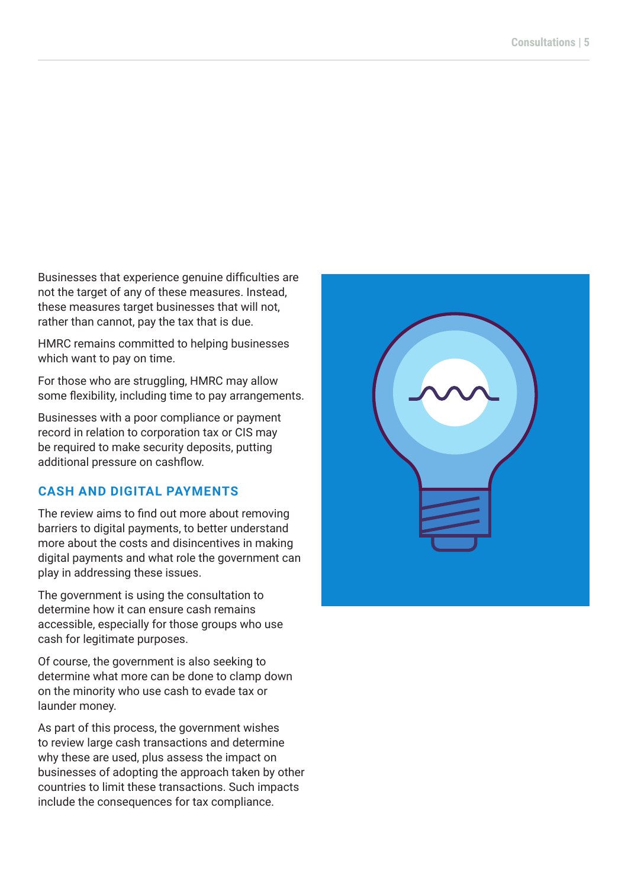Businesses that experience genuine difficulties are not the target of any of these measures. Instead, these measures target businesses that will not, rather than cannot, pay the tax that is due.

HMRC remains committed to helping businesses which want to pay on time.

For those who are struggling, HMRC may allow some flexibility, including time to pay arrangements.

Businesses with a poor compliance or payment record in relation to corporation tax or CIS may be required to make security deposits, putting additional pressure on cashflow.

### CASH AND DIGITAL PAYMENTS

The review aims to find out more about removing barriers to digital payments, to better understand more about the costs and disincentives in making digital payments and what role the government can play in addressing these issues.

The government is using the consultation to determine how it can ensure cash remains accessible, especially for those groups who use cash for legitimate purposes.

Of course, the government is also seeking to determine what more can be done to clamp down on the minority who use cash to evade tax or launder money.

As part of this process, the government wishes to review large cash transactions and determine why these are used, plus assess the impact on businesses of adopting the approach taken by other countries to limit these transactions. Such impacts include the consequences for tax compliance.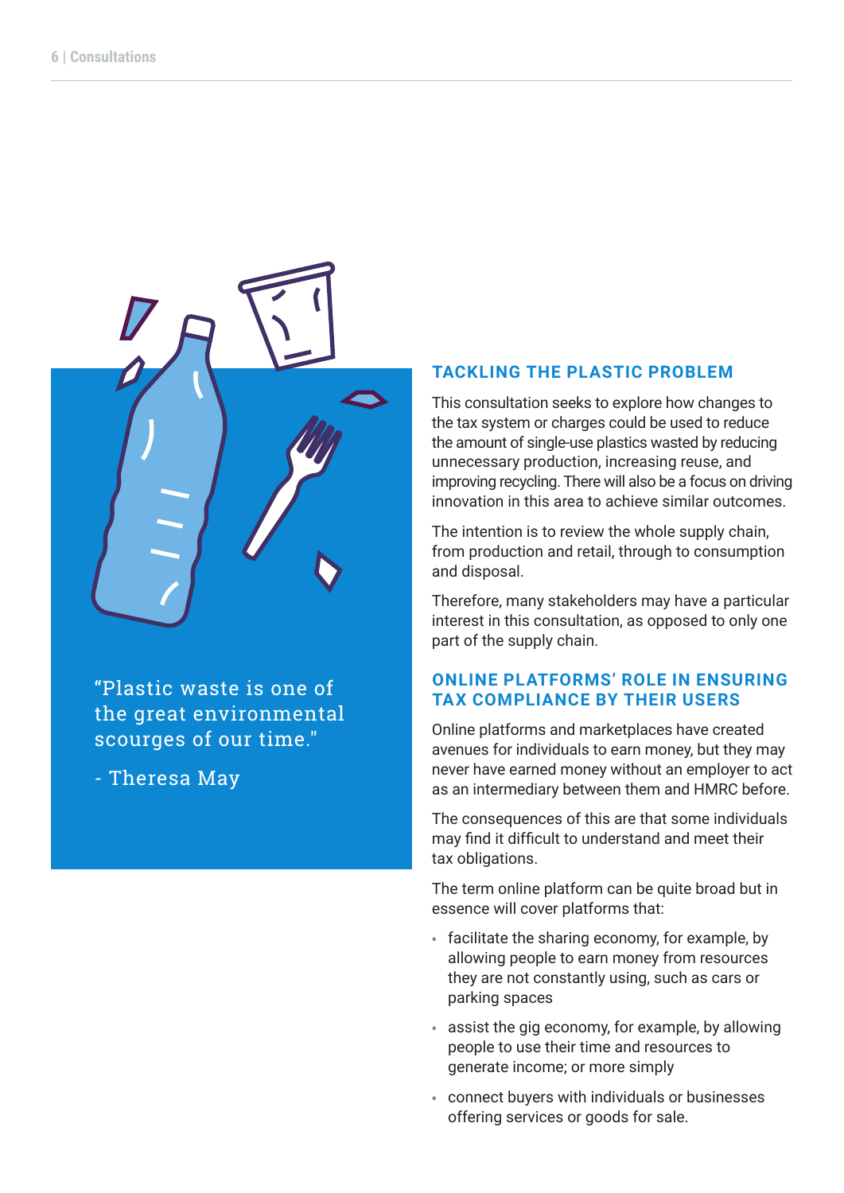> "Plastic waste is one of the great environmental scourges of our time."
>
> - Theresa May

## TACKLING THE PLASTIC PROBLEM

This consultation seeks to explore how changes to the tax system or charges could be used to reduce the amount of single-use plastics wasted by reducing unnecessary production, increasing reuse, and improving recycling. There will also be a focus on driving innovation in this area to achieve similar outcomes.

The intention is to review the whole supply chain, from production and retail, through to consumption and disposal.

Therefore, many stakeholders may have a particular interest in this consultation, as opposed to only one part of the supply chain.

## ONLINE PLATFORMS' ROLE IN ENSURING TAX COMPLIANCE BY THEIR USERS

Online platforms and marketplaces have created avenues for individuals to earn money, but they may never have earned money without an employer to act as an intermediary between them and HMRC before.

The consequences of this are that some individuals may find it difficult to understand and meet their tax obligations.

The term online platform can be quite broad but in essence will cover platforms that:

- facilitate the sharing economy, for example, by allowing people to earn money from resources they are not constantly using, such as cars or parking spaces
- assist the gig economy, for example, by allowing people to use their time and resources to generate income; or more simply
- connect buyers with individuals or businesses offering services or goods for sale.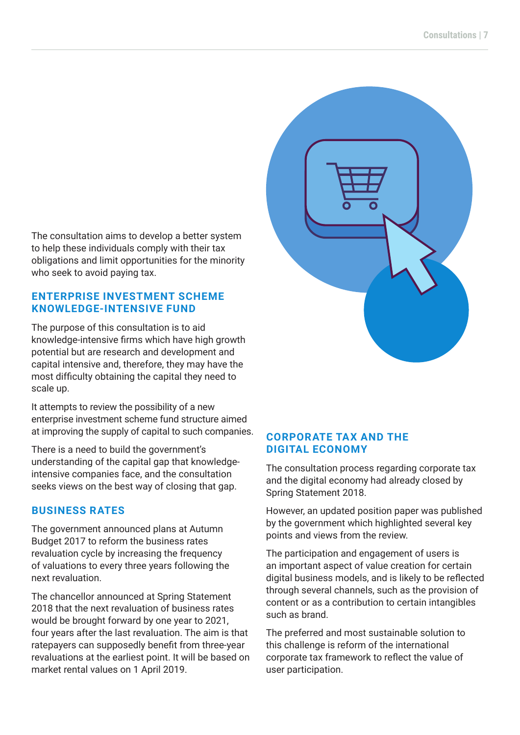The consultation aims to develop a better system to help these individuals comply with their tax obligations and limit opportunities for the minority who seek to avoid paying tax.

## ENTERPRISE INVESTMENT SCHEME KNOWLEDGE-INTENSIVE FUND

The purpose of this consultation is to aid knowledge-intensive firms which have high growth potential but are research and development and capital intensive and, therefore, they may have the most difficulty obtaining the capital they need to scale up.

It attempts to review the possibility of a new enterprise investment scheme fund structure aimed at improving the supply of capital to such companies.

There is a need to build the government's understanding of the capital gap that knowledge-intensive companies face, and the consultation seeks views on the best way of closing that gap.

## BUSINESS RATES

The government announced plans at Autumn Budget 2017 to reform the business rates revaluation cycle by increasing the frequency of valuations to every three years following the next revaluation.

The chancellor announced at Spring Statement 2018 that the next revaluation of business rates would be brought forward by one year to 2021, four years after the last revaluation. The aim is that ratepayers can supposedly benefit from three-year revaluations at the earliest point. It will be based on market rental values on 1 April 2019.

## CORPORATE TAX AND THE DIGITAL ECONOMY

The consultation process regarding corporate tax and the digital economy had already closed by Spring Statement 2018.

However, an updated position paper was published by the government which highlighted several key points and views from the review.

The participation and engagement of users is an important aspect of value creation for certain digital business models, and is likely to be reflected through several channels, such as the provision of content or as a contribution to certain intangibles such as brand.

The preferred and most sustainable solution to this challenge is reform of the international corporate tax framework to reflect the value of user participation.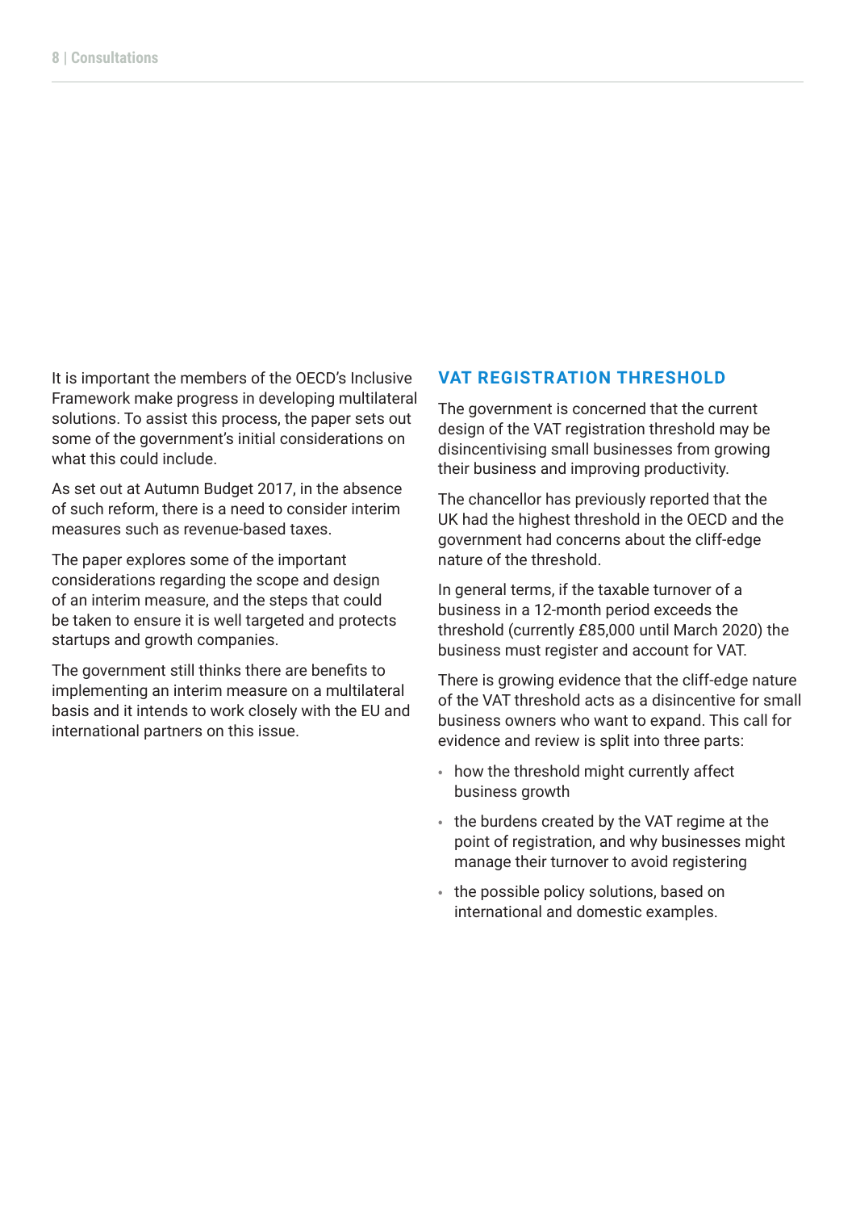It is important the members of the OECD's Inclusive Framework make progress in developing multilateral solutions. To assist this process, the paper sets out some of the government's initial considerations on what this could include.

As set out at Autumn Budget 2017, in the absence of such reform, there is a need to consider interim measures such as revenue-based taxes.

The paper explores some of the important considerations regarding the scope and design of an interim measure, and the steps that could be taken to ensure it is well targeted and protects startups and growth companies.

The government still thinks there are benefits to implementing an interim measure on a multilateral basis and it intends to work closely with the EU and international partners on this issue.

## VAT REGISTRATION THRESHOLD

The government is concerned that the current design of the VAT registration threshold may be disincentivising small businesses from growing their business and improving productivity.

The chancellor has previously reported that the UK had the highest threshold in the OECD and the government had concerns about the cliff-edge nature of the threshold.

In general terms, if the taxable turnover of a business in a 12-month period exceeds the threshold (currently £85,000 until March 2020) the business must register and account for VAT.

There is growing evidence that the cliff-edge nature of the VAT threshold acts as a disincentive for small business owners who want to expand. This call for evidence and review is split into three parts:

- how the threshold might currently affect business growth
- the burdens created by the VAT regime at the point of registration, and why businesses might manage their turnover to avoid registering
- the possible policy solutions, based on international and domestic examples.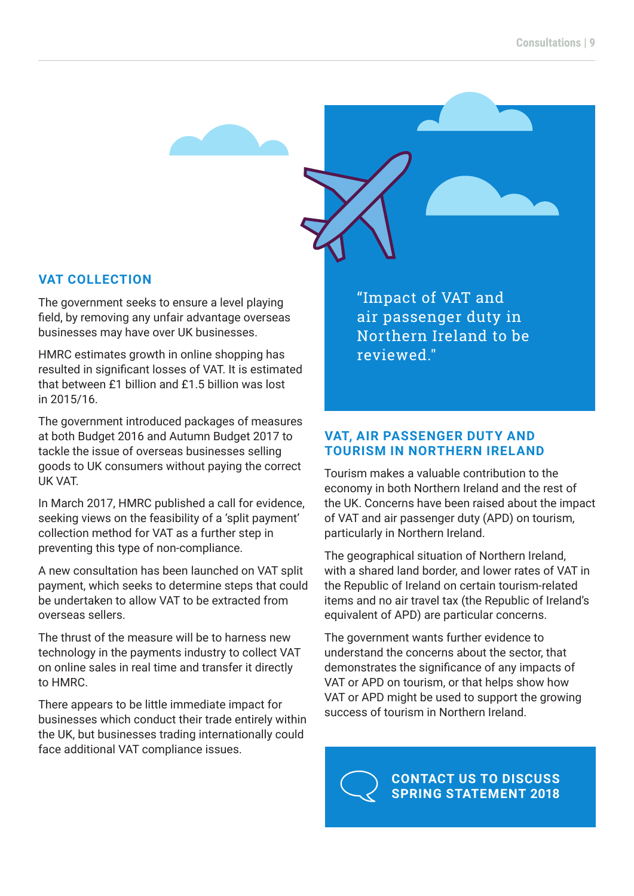## VAT COLLECTION

The government seeks to ensure a level playing field, by removing any unfair advantage overseas businesses may have over UK businesses.

HMRC estimates growth in online shopping has resulted in significant losses of VAT. It is estimated that between £1 billion and £1.5 billion was lost in 2015/16.

The government introduced packages of measures at both Budget 2016 and Autumn Budget 2017 to tackle the issue of overseas businesses selling goods to UK consumers without paying the correct UK VAT.

In March 2017, HMRC published a call for evidence, seeking views on the feasibility of a 'split payment' collection method for VAT as a further step in preventing this type of non-compliance.

A new consultation has been launched on VAT split payment, which seeks to determine steps that could be undertaken to allow VAT to be extracted from overseas sellers.

The thrust of the measure will be to harness new technology in the payments industry to collect VAT on online sales in real time and transfer it directly to HMRC.

There appears to be little immediate impact for businesses which conduct their trade entirely within the UK, but businesses trading internationally could face additional VAT compliance issues.

> "Impact of VAT and air passenger duty in Northern Ireland to be reviewed."

## VAT, AIR PASSENGER DUTY AND TOURISM IN NORTHERN IRELAND

Tourism makes a valuable contribution to the economy in both Northern Ireland and the rest of the UK. Concerns have been raised about the impact of VAT and air passenger duty (APD) on tourism, particularly in Northern Ireland.

The geographical situation of Northern Ireland, with a shared land border, and lower rates of VAT in the Republic of Ireland on certain tourism-related items and no air travel tax (the Republic of Ireland's equivalent of APD) are particular concerns.

The government wants further evidence to understand the concerns about the sector, that demonstrates the significance of any impacts of VAT or APD on tourism, or that helps show how VAT or APD might be used to support the growing success of tourism in Northern Ireland.

**CONTACT US TO DISCUSS SPRING STATEMENT 2018**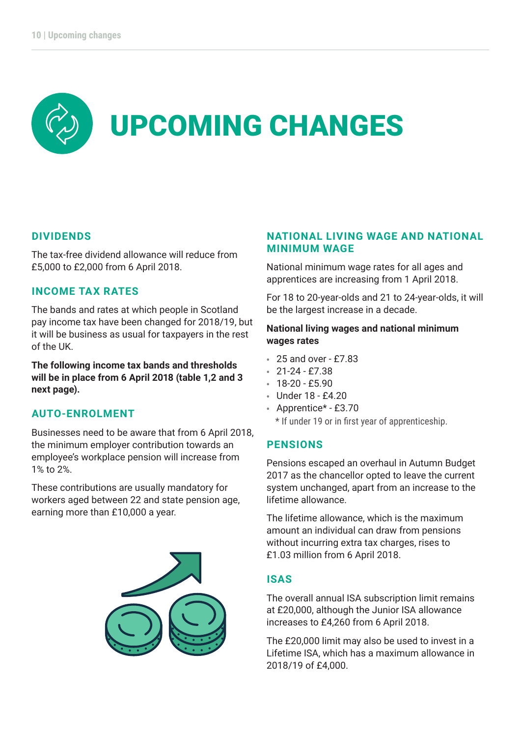# UPCOMING CHANGES

## DIVIDENDS

The tax-free dividend allowance will reduce from £5,000 to £2,000 from 6 April 2018.

## INCOME TAX RATES

The bands and rates at which people in Scotland pay income tax have been changed for 2018/19, but it will be business as usual for taxpayers in the rest of the UK.

**The following income tax bands and thresholds will be in place from 6 April 2018 (table 1,2 and 3 next page).**

## AUTO-ENROLMENT

Businesses need to be aware that from 6 April 2018, the minimum employer contribution towards an employee's workplace pension will increase from 1% to 2%.

These contributions are usually mandatory for workers aged between 22 and state pension age, earning more than £10,000 a year.

## NATIONAL LIVING WAGE AND NATIONAL MINIMUM WAGE

National minimum wage rates for all ages and apprentices are increasing from 1 April 2018.

For 18 to 20-year-olds and 21 to 24-year-olds, it will be the largest increase in a decade.

**National living wages and national minimum wages rates**

- 25 and over - £7.83
- 21-24 - £7.38
- 18-20 - £5.90
- Under 18 - £4.20
- Apprentice* - £3.70

\* If under 19 or in first year of apprenticeship.

## PENSIONS

Pensions escaped an overhaul in Autumn Budget 2017 as the chancellor opted to leave the current system unchanged, apart from an increase to the lifetime allowance.

The lifetime allowance, which is the maximum amount an individual can draw from pensions without incurring extra tax charges, rises to £1.03 million from 6 April 2018.

## ISAS

The overall annual ISA subscription limit remains at £20,000, although the Junior ISA allowance increases to £4,260 from 6 April 2018.

The £20,000 limit may also be used to invest in a Lifetime ISA, which has a maximum allowance in 2018/19 of £4,000.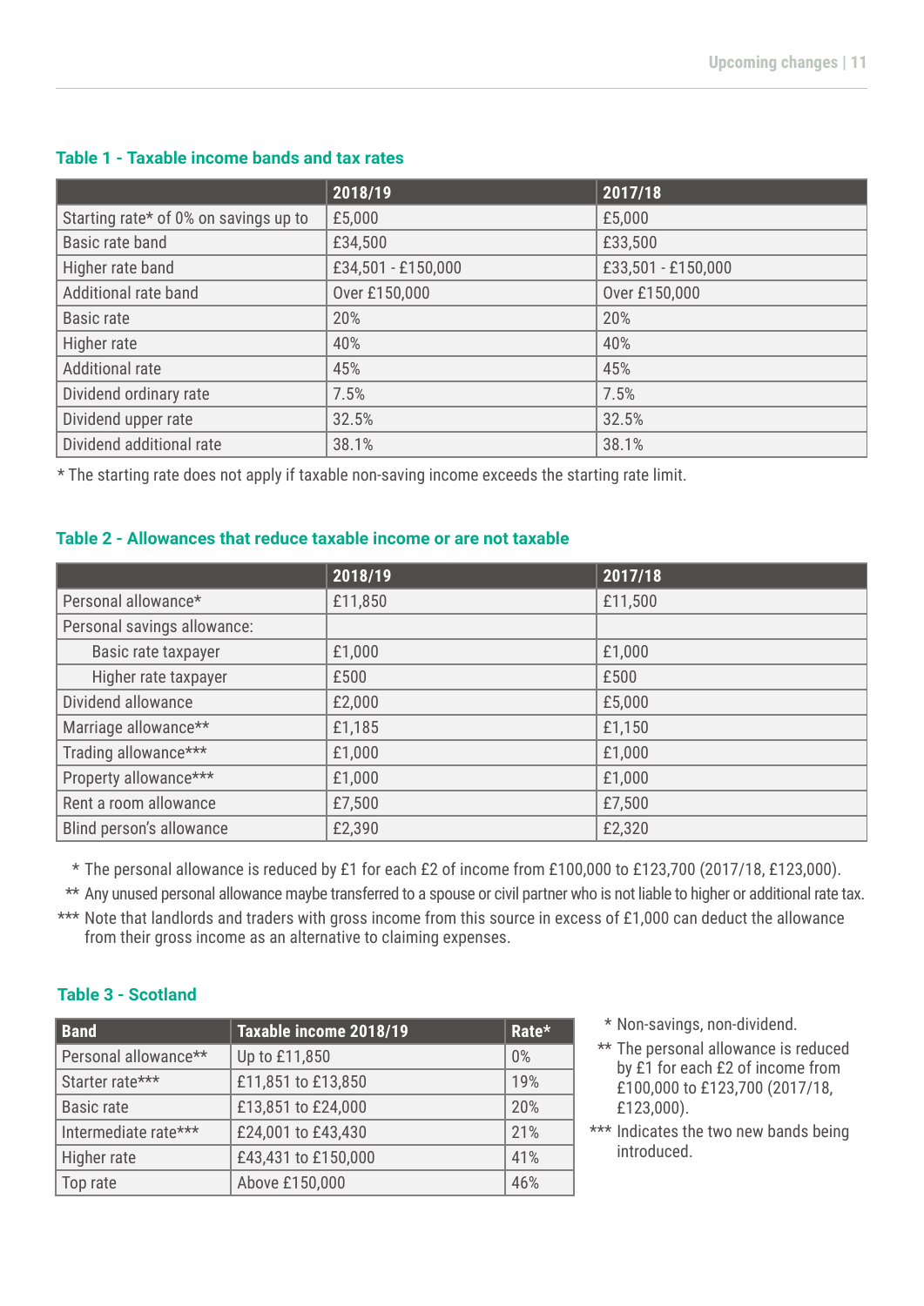### Table 1 - Taxable income bands and tax rates

| | 2018/19 | 2017/18 |
|---|---|---|
| Starting rate* of 0% on savings up to | £5,000 | £5,000 |
| Basic rate band | £34,500 | £33,500 |
| Higher rate band | £34,501 - £150,000 | £33,501 - £150,000 |
| Additional rate band | Over £150,000 | Over £150,000 |
| Basic rate | 20% | 20% |
| Higher rate | 40% | 40% |
| Additional rate | 45% | 45% |
| Dividend ordinary rate | 7.5% | 7.5% |
| Dividend upper rate | 32.5% | 32.5% |
| Dividend additional rate | 38.1% | 38.1% |

* The starting rate does not apply if taxable non-saving income exceeds the starting rate limit.

### Table 2 - Allowances that reduce taxable income or are not taxable

| | 2018/19 | 2017/18 |
|---|---|---|
| Personal allowance* | £11,850 | £11,500 |
| Personal savings allowance: | | |
| Basic rate taxpayer | £1,000 | £1,000 |
| Higher rate taxpayer | £500 | £500 |
| Dividend allowance | £2,000 | £5,000 |
| Marriage allowance** | £1,185 | £1,150 |
| Trading allowance*** | £1,000 | £1,000 |
| Property allowance*** | £1,000 | £1,000 |
| Rent a room allowance | £7,500 | £7,500 |
| Blind person's allowance | £2,390 | £2,320 |

* The personal allowance is reduced by £1 for each £2 of income from £100,000 to £123,700 (2017/18, £123,000).

** Any unused personal allowance maybe transferred to a spouse or civil partner who is not liable to higher or additional rate tax.

*** Note that landlords and traders with gross income from this source in excess of £1,000 can deduct the allowance from their gross income as an alternative to claiming expenses.

### Table 3 - Scotland

| Band | Taxable income 2018/19 | Rate* |
|---|---|---|
| Personal allowance** | Up to £11,850 | 0% |
| Starter rate*** | £11,851 to £13,850 | 19% |
| Basic rate | £13,851 to £24,000 | 20% |
| Intermediate rate*** | £24,001 to £43,430 | 21% |
| Higher rate | £43,431 to £150,000 | 41% |
| Top rate | Above £150,000 | 46% |

* Non-savings, non-dividend.

** The personal allowance is reduced by £1 for each £2 of income from £100,000 to £123,700 (2017/18, £123,000).

*** Indicates the two new bands being introduced.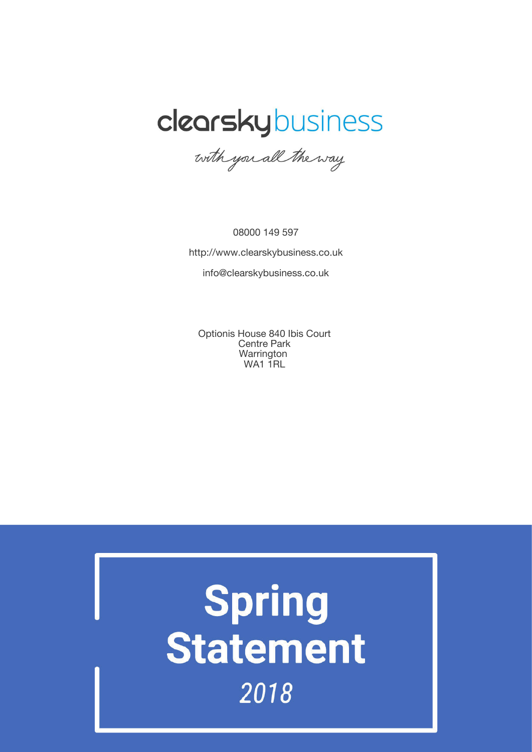clearskybusiness

*with you all the way*

08000 149 597

http://www.clearskybusiness.co.uk

info@clearskybusiness.co.uk

Optionis House 840 Ibis Court
Centre Park
Warrington
WA1 1RL

# Spring Statement

*2018*